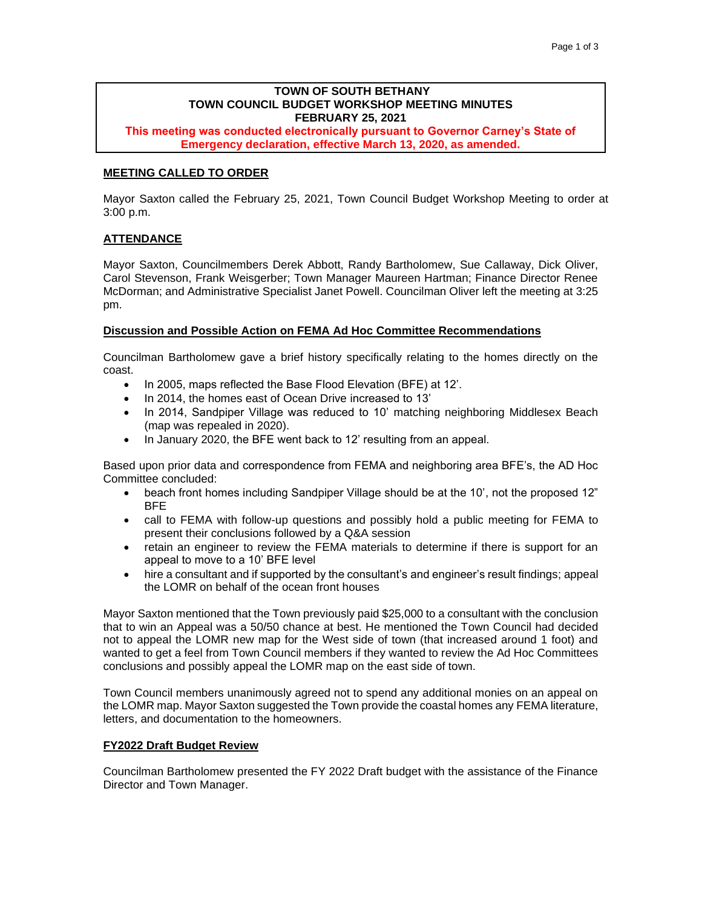**TOWN OF SOUTH BETHANY**
**TOWN COUNCIL BUDGET WORKSHOP MEETING MINUTES**
**FEBRUARY 25, 2021**
**This meeting was conducted electronically pursuant to Governor Carney's State of Emergency declaration, effective March 13, 2020, as amended.**

## MEETING CALLED TO ORDER

Mayor Saxton called the February 25, 2021, Town Council Budget Workshop Meeting to order at 3:00 p.m.

## ATTENDANCE

Mayor Saxton, Councilmembers Derek Abbott, Randy Bartholomew, Sue Callaway, Dick Oliver, Carol Stevenson, Frank Weisgerber; Town Manager Maureen Hartman; Finance Director Renee McDorman; and Administrative Specialist Janet Powell. Councilman Oliver left the meeting at 3:25 pm.

## Discussion and Possible Action on FEMA Ad Hoc Committee Recommendations

Councilman Bartholomew gave a brief history specifically relating to the homes directly on the coast.

- In 2005, maps reflected the Base Flood Elevation (BFE) at 12'.
- In 2014, the homes east of Ocean Drive increased to 13'
- In 2014, Sandpiper Village was reduced to 10' matching neighboring Middlesex Beach (map was repealed in 2020).
- In January 2020, the BFE went back to 12' resulting from an appeal.

Based upon prior data and correspondence from FEMA and neighboring area BFE's, the AD Hoc Committee concluded:

- beach front homes including Sandpiper Village should be at the 10', not the proposed 12" BFE
- call to FEMA with follow-up questions and possibly hold a public meeting for FEMA to present their conclusions followed by a Q&A session
- retain an engineer to review the FEMA materials to determine if there is support for an appeal to move to a 10' BFE level
- hire a consultant and if supported by the consultant's and engineer's result findings; appeal the LOMR on behalf of the ocean front houses

Mayor Saxton mentioned that the Town previously paid $25,000 to a consultant with the conclusion that to win an Appeal was a 50/50 chance at best. He mentioned the Town Council had decided not to appeal the LOMR new map for the West side of town (that increased around 1 foot) and wanted to get a feel from Town Council members if they wanted to review the Ad Hoc Committees conclusions and possibly appeal the LOMR map on the east side of town.

Town Council members unanimously agreed not to spend any additional monies on an appeal on the LOMR map. Mayor Saxton suggested the Town provide the coastal homes any FEMA literature, letters, and documentation to the homeowners.

## FY2022 Draft Budget Review

Councilman Bartholomew presented the FY 2022 Draft budget with the assistance of the Finance Director and Town Manager.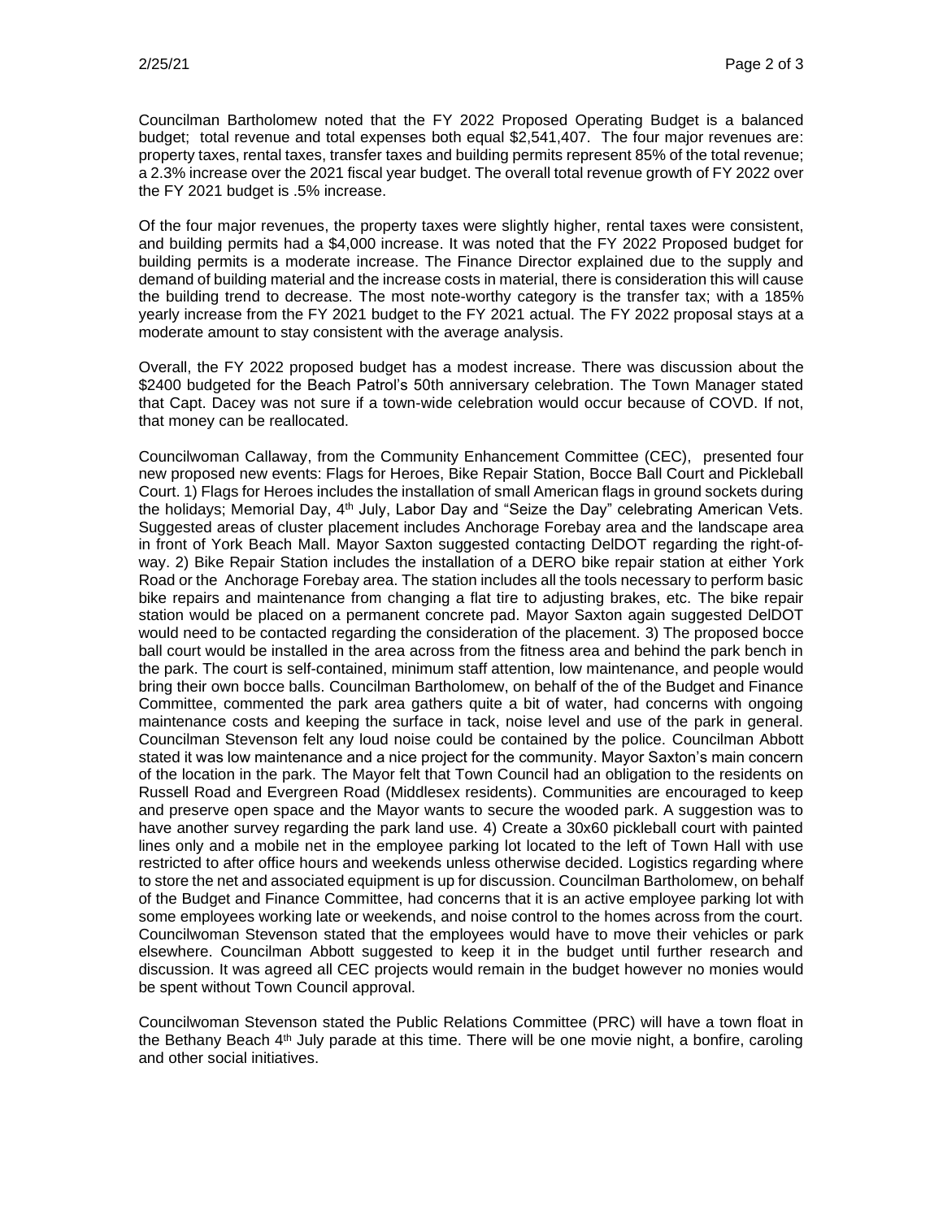Councilman Bartholomew noted that the FY 2022 Proposed Operating Budget is a balanced budget; total revenue and total expenses both equal $2,541,407. The four major revenues are: property taxes, rental taxes, transfer taxes and building permits represent 85% of the total revenue; a 2.3% increase over the 2021 fiscal year budget. The overall total revenue growth of FY 2022 over the FY 2021 budget is .5% increase.

Of the four major revenues, the property taxes were slightly higher, rental taxes were consistent, and building permits had a $4,000 increase. It was noted that the FY 2022 Proposed budget for building permits is a moderate increase. The Finance Director explained due to the supply and demand of building material and the increase costs in material, there is consideration this will cause the building trend to decrease. The most note-worthy category is the transfer tax; with a 185% yearly increase from the FY 2021 budget to the FY 2021 actual. The FY 2022 proposal stays at a moderate amount to stay consistent with the average analysis.

Overall, the FY 2022 proposed budget has a modest increase. There was discussion about the $2400 budgeted for the Beach Patrol's 50th anniversary celebration. The Town Manager stated that Capt. Dacey was not sure if a town-wide celebration would occur because of COVD. If not, that money can be reallocated.

Councilwoman Callaway, from the Community Enhancement Committee (CEC), presented four new proposed new events: Flags for Heroes, Bike Repair Station, Bocce Ball Court and Pickleball Court. 1) Flags for Heroes includes the installation of small American flags in ground sockets during the holidays; Memorial Day, 4th July, Labor Day and "Seize the Day" celebrating American Vets. Suggested areas of cluster placement includes Anchorage Forebay area and the landscape area in front of York Beach Mall. Mayor Saxton suggested contacting DelDOT regarding the right-of-way. 2) Bike Repair Station includes the installation of a DERO bike repair station at either York Road or the Anchorage Forebay area. The station includes all the tools necessary to perform basic bike repairs and maintenance from changing a flat tire to adjusting brakes, etc. The bike repair station would be placed on a permanent concrete pad. Mayor Saxton again suggested DelDOT would need to be contacted regarding the consideration of the placement. 3) The proposed bocce ball court would be installed in the area across from the fitness area and behind the park bench in the park. The court is self-contained, minimum staff attention, low maintenance, and people would bring their own bocce balls. Councilman Bartholomew, on behalf of the of the Budget and Finance Committee, commented the park area gathers quite a bit of water, had concerns with ongoing maintenance costs and keeping the surface in tack, noise level and use of the park in general. Councilman Stevenson felt any loud noise could be contained by the police. Councilman Abbott stated it was low maintenance and a nice project for the community. Mayor Saxton's main concern of the location in the park. The Mayor felt that Town Council had an obligation to the residents on Russell Road and Evergreen Road (Middlesex residents). Communities are encouraged to keep and preserve open space and the Mayor wants to secure the wooded park. A suggestion was to have another survey regarding the park land use. 4) Create a 30x60 pickleball court with painted lines only and a mobile net in the employee parking lot located to the left of Town Hall with use restricted to after office hours and weekends unless otherwise decided. Logistics regarding where to store the net and associated equipment is up for discussion. Councilman Bartholomew, on behalf of the Budget and Finance Committee, had concerns that it is an active employee parking lot with some employees working late or weekends, and noise control to the homes across from the court. Councilwoman Stevenson stated that the employees would have to move their vehicles or park elsewhere. Councilman Abbott suggested to keep it in the budget until further research and discussion. It was agreed all CEC projects would remain in the budget however no monies would be spent without Town Council approval.

Councilwoman Stevenson stated the Public Relations Committee (PRC) will have a town float in the Bethany Beach 4th July parade at this time. There will be one movie night, a bonfire, caroling and other social initiatives.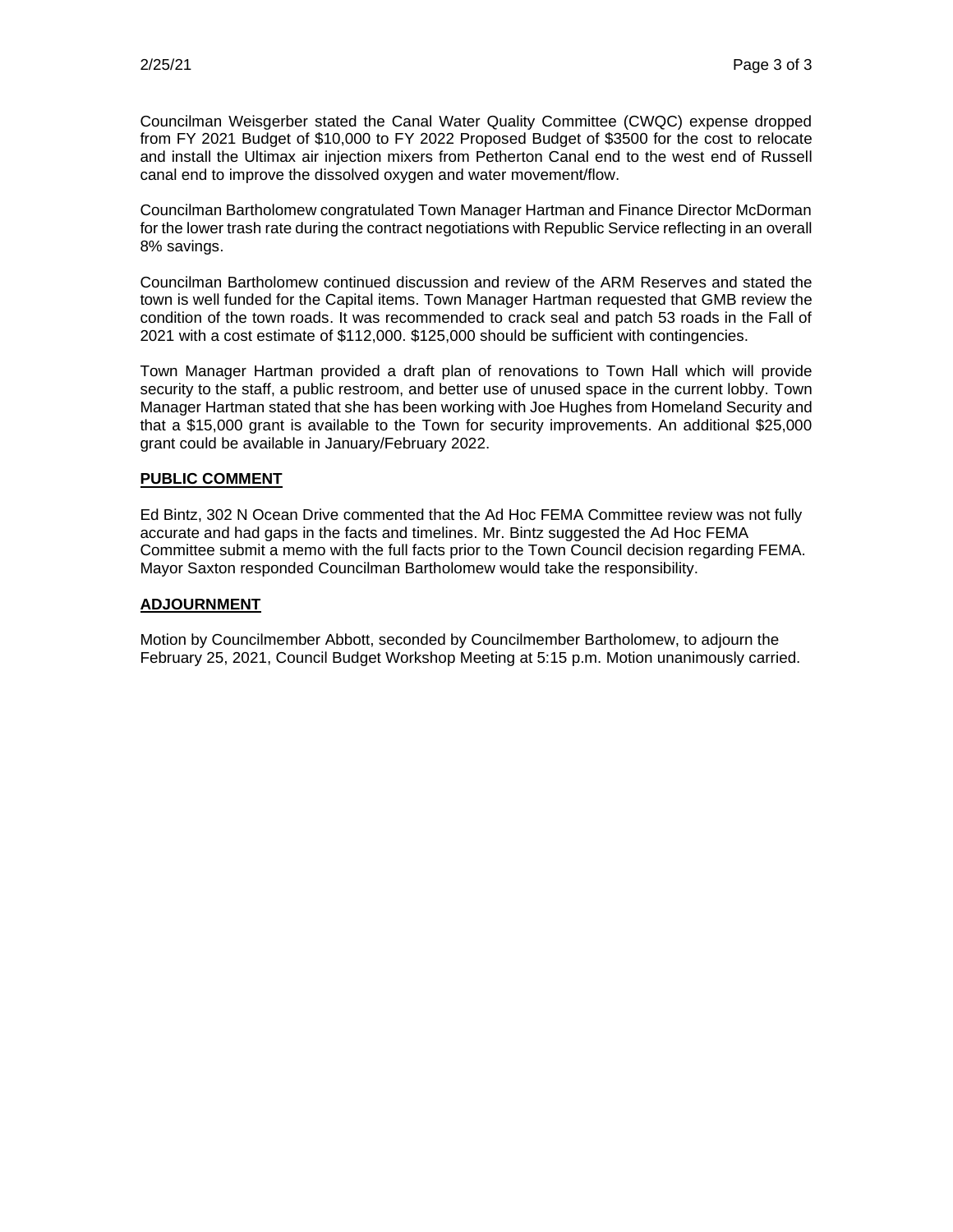Councilman Weisgerber stated the Canal Water Quality Committee (CWQC) expense dropped from FY 2021 Budget of $10,000 to FY 2022 Proposed Budget of $3500 for the cost to relocate and install the Ultimax air injection mixers from Petherton Canal end to the west end of Russell canal end to improve the dissolved oxygen and water movement/flow.

Councilman Bartholomew congratulated Town Manager Hartman and Finance Director McDorman for the lower trash rate during the contract negotiations with Republic Service reflecting in an overall 8% savings.

Councilman Bartholomew continued discussion and review of the ARM Reserves and stated the town is well funded for the Capital items. Town Manager Hartman requested that GMB review the condition of the town roads. It was recommended to crack seal and patch 53 roads in the Fall of 2021 with a cost estimate of $112,000. $125,000 should be sufficient with contingencies.

Town Manager Hartman provided a draft plan of renovations to Town Hall which will provide security to the staff, a public restroom, and better use of unused space in the current lobby. Town Manager Hartman stated that she has been working with Joe Hughes from Homeland Security and that a $15,000 grant is available to the Town for security improvements. An additional $25,000 grant could be available in January/February 2022.

## PUBLIC COMMENT

Ed Bintz, 302 N Ocean Drive commented that the Ad Hoc FEMA Committee review was not fully accurate and had gaps in the facts and timelines. Mr. Bintz suggested the Ad Hoc FEMA Committee submit a memo with the full facts prior to the Town Council decision regarding FEMA. Mayor Saxton responded Councilman Bartholomew would take the responsibility.

## ADJOURNMENT

Motion by Councilmember Abbott, seconded by Councilmember Bartholomew, to adjourn the February 25, 2021, Council Budget Workshop Meeting at 5:15 p.m. Motion unanimously carried.